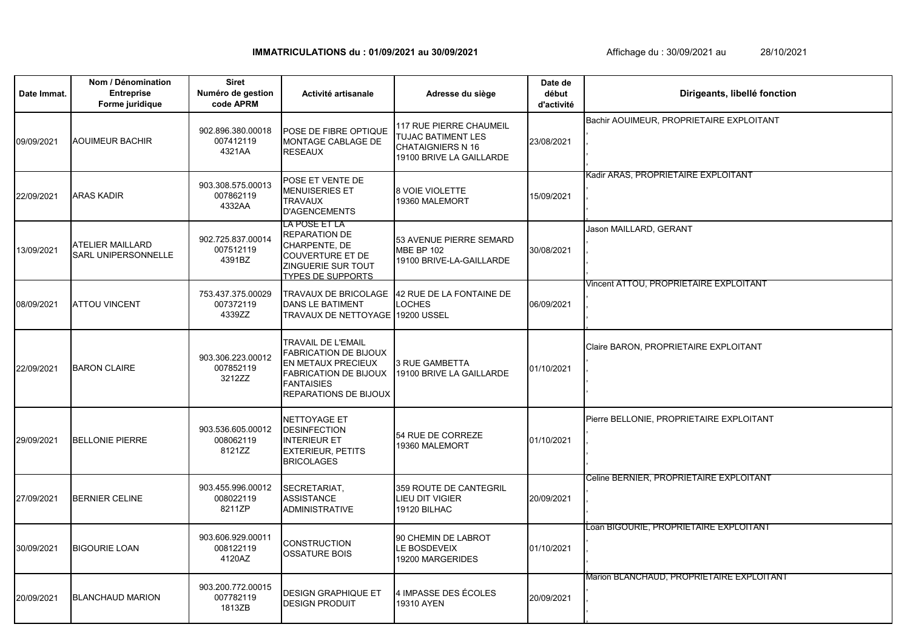**IMMATRICULATIONS du : 01/09/2021 au 30/09/2021** Affichage du : 30/09/2021 au 28/10/2021

| Date Immat. | Nom / Dénomination Entreprise Forme juridique | Siret Numéro de gestion code APRM | Activité artisanale | Adresse du siège | Date de début d'activité | Dirigeants, libellé fonction |
|---|---|---|---|---|---|---|
| 09/09/2021 | AOUIMEUR BACHIR | 902.896.380.00018<br>007412119<br>4321AA | POSE DE FIBRE OPTIQUE MONTAGE CABLAGE DE RESEAUX | 117 RUE PIERRE CHAUMEIL<br>TUJAC BATIMENT LES CHATAIGNIERS N 16<br>19100 BRIVE LA GAILLARDE | 23/08/2021 | Bachir AOUIMEUR, PROPRIETAIRE EXPLOITANT<br>,<br>,<br>, |
| 22/09/2021 | ARAS KADIR | 903.308.575.00013<br>007862119<br>4332AA | POSE ET VENTE DE MENUISERIES ET TRAVAUX D'AGENCEMENTS | 8 VOIE VIOLETTE<br>19360 MALEMORT | 15/09/2021 | Kadir ARAS, PROPRIETAIRE EXPLOITANT<br>,<br>,<br>, |
| 13/09/2021 | ATELIER MAILLARD<br>SARL UNIPERSONNELLE | 902.725.837.00014<br>007512119<br>4391BZ | LA POSE ET LA REPARATION DE CHARPENTE, DE COUVERTURE ET DE ZINGUERIE SUR TOUT TYPES DE SUPPORTS | 53 AVENUE PIERRE SEMARD<br>MBE BP 102<br>19100 BRIVE-LA-GAILLARDE | 30/08/2021 | Jason MAILLARD, GERANT<br>,<br>,<br>, |
| 08/09/2021 | ATTOU VINCENT | 753.437.375.00029<br>007372119<br>4339ZZ | TRAVAUX DE BRICOLAGE DANS LE BATIMENT TRAVAUX DE NETTOYAGE | 42 RUE DE LA FONTAINE DE LOCHES<br>19200 USSEL | 06/09/2021 | Vincent ATTOU, PROPRIETAIRE EXPLOITANT<br>,<br>,<br>, |
| 22/09/2021 | BARON CLAIRE | 903.306.223.00012<br>007852119<br>3212ZZ | TRAVAIL DE L'EMAIL FABRICATION DE BIJOUX EN METAUX PRECIEUX FABRICATION DE BIJOUX FANTAISIES REPARATIONS DE BIJOUX | 3 RUE GAMBETTA<br>19100 BRIVE LA GAILLARDE | 01/10/2021 | Claire BARON, PROPRIETAIRE EXPLOITANT<br>,<br>,<br>, |
| 29/09/2021 | BELLONIE PIERRE | 903.536.605.00012<br>008062119<br>8121ZZ | NETTOYAGE ET DESINFECTION INTERIEUR ET EXTERIEUR, PETITS BRICOLAGES | 54 RUE DE CORREZE<br>19360 MALEMORT | 01/10/2021 | Pierre BELLONIE, PROPRIETAIRE EXPLOITANT<br>,<br>,<br>, |
| 27/09/2021 | BERNIER CELINE | 903.455.996.00012<br>008022119<br>8211ZP | SECRETARIAT, ASSISTANCE ADMINISTRATIVE | 359 ROUTE DE CANTEGRIL<br>LIEU DIT VIGIER<br>19120 BILHAC | 20/09/2021 | Celine BERNIER, PROPRIETAIRE EXPLOITANT<br>,<br>,<br>, |
| 30/09/2021 | BIGOURIE LOAN | 903.606.929.00011<br>008122119<br>4120AZ | CONSTRUCTION OSSATURE BOIS | 90 CHEMIN DE LABROT<br>LE BOSDEVEIX<br>19200 MARGERIDES | 01/10/2021 | Loan BIGOURIE, PROPRIETAIRE EXPLOITANT<br>,<br>,<br>, |
| 20/09/2021 | BLANCHAUD MARION | 903.200.772.00015<br>007782119<br>1813ZB | DESIGN GRAPHIQUE ET DESIGN PRODUIT | 4 IMPASSE DES ÉCOLES<br>19310 AYEN | 20/09/2021 | Marion BLANCHAUD, PROPRIETAIRE EXPLOITANT<br>,<br>,<br>, |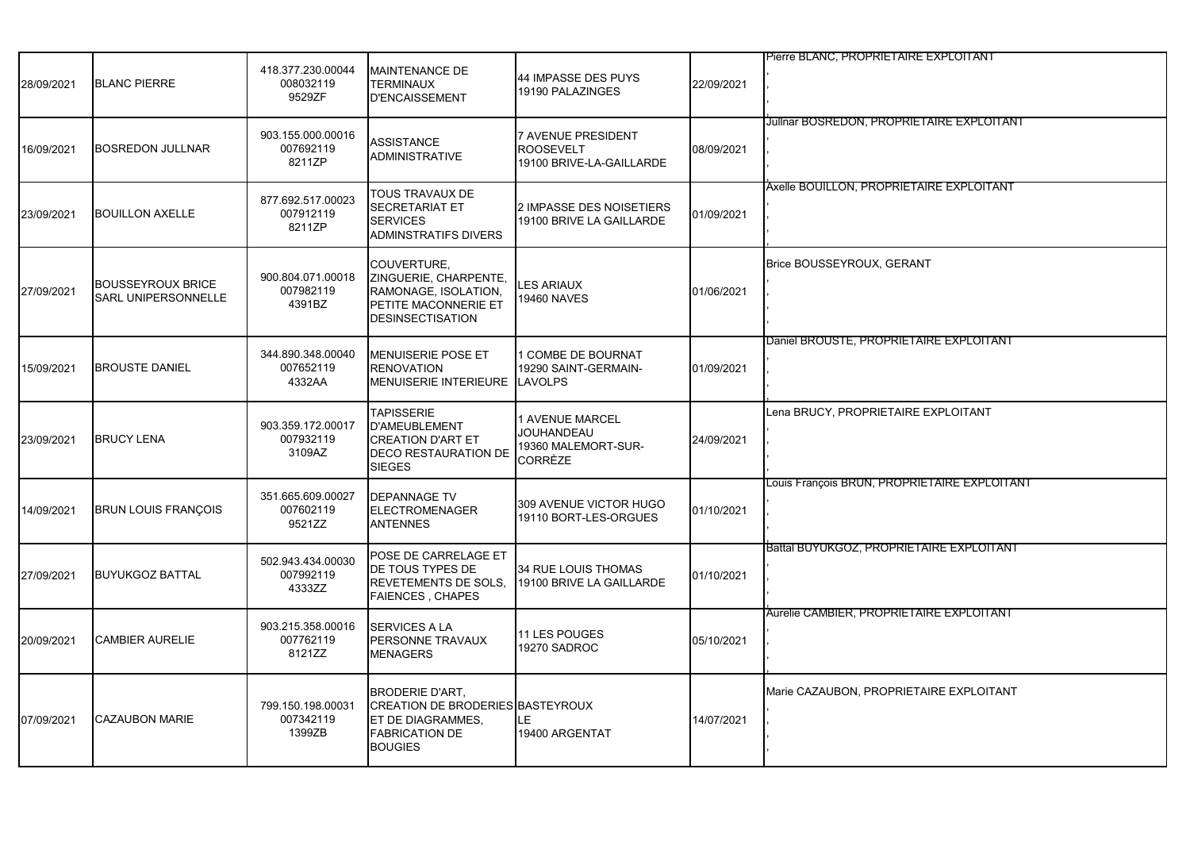| | | | | | | |
|---|---|---|---|---|---|---|
| 28/09/2021 | BLANC PIERRE | 418.377.230.00044 008032119 9529ZF | MAINTENANCE DE TERMINAUX D'ENCAISSEMENT | 44 IMPASSE DES PUYS 19190 PALAZINGES | 22/09/2021 | Pierre BLANC, PROPRIETAIRE EXPLOITANT , , , |
| 16/09/2021 | BOSREDON JULLNAR | 903.155.000.00016 007692119 8211ZP | ASSISTANCE ADMINISTRATIVE | 7 AVENUE PRESIDENT ROOSEVELT 19100 BRIVE-LA-GAILLARDE | 08/09/2021 | Jullnar BOSREDON, PROPRIETAIRE EXPLOITANT , , , |
| 23/09/2021 | BOUILLON AXELLE | 877.692.517.00023 007912119 8211ZP | TOUS TRAVAUX DE SECRETARIAT ET SERVICES ADMINSTRATIFS DIVERS | 2 IMPASSE DES NOISETIERS 19100 BRIVE LA GAILLARDE | 01/09/2021 | Axelle BOUILLON, PROPRIETAIRE EXPLOITANT , , , |
| 27/09/2021 | BOUSSEYROUX BRICE SARL UNIPERSONNELLE | 900.804.071.00018 007982119 4391BZ | COUVERTURE, ZINGUERIE, CHARPENTE, RAMONAGE, ISOLATION, PETITE MACONNERIE ET DESINSECTISATION | LES ARIAUX 19460 NAVES | 01/06/2021 | Brice BOUSSEYROUX, GERANT , , , |
| 15/09/2021 | BROUSTE DANIEL | 344.890.348.00040 007652119 4332AA | MENUISERIE POSE ET RENOVATION MENUISERIE INTERIEURE | 1 COMBE DE BOURNAT 19290 SAINT-GERMAIN-LAVOLPS | 01/09/2021 | Daniel BROUSTE, PROPRIETAIRE EXPLOITANT , , , |
| 23/09/2021 | BRUCY LENA | 903.359.172.00017 007932119 3109AZ | TAPISSERIE D'AMEUBLEMENT CREATION D'ART ET DECO RESTAURATION DE SIEGES | 1 AVENUE MARCEL JOUHANDEAU 19360 MALEMORT-SUR-CORRÈZE | 24/09/2021 | Lena BRUCY, PROPRIETAIRE EXPLOITANT , , , |
| 14/09/2021 | BRUN LOUIS FRANÇOIS | 351.665.609.00027 007602119 9521ZZ | DEPANNAGE TV ELECTROMENAGER ANTENNES | 309 AVENUE VICTOR HUGO 19110 BORT-LES-ORGUES | 01/10/2021 | Louis François BRUN, PROPRIETAIRE EXPLOITANT , , , |
| 27/09/2021 | BUYUKGOZ BATTAL | 502.943.434.00030 007992119 4333ZZ | POSE DE CARRELAGE ET DE TOUS TYPES DE REVETEMENTS DE SOLS, FAIENCES , CHAPES | 34 RUE LOUIS THOMAS 19100 BRIVE LA GAILLARDE | 01/10/2021 | Battal BUYUKGOZ, PROPRIETAIRE EXPLOITANT , , , |
| 20/09/2021 | CAMBIER AURELIE | 903.215.358.00016 007762119 8121ZZ | SERVICES A LA PERSONNE TRAVAUX MENAGERS | 11 LES POUGES 19270 SADROC | 05/10/2021 | Aurelie CAMBIER, PROPRIETAIRE EXPLOITANT , , , |
| 07/09/2021 | CAZAUBON MARIE | 799.150.198.00031 007342119 1399ZB | BRODERIE D'ART, CREATION DE BRODERIES ET DE DIAGRAMMES, FABRICATION DE BOUGIES | BASTEYROUX LE 19400 ARGENTAT | 14/07/2021 | Marie CAZAUBON, PROPRIETAIRE EXPLOITANT , , , |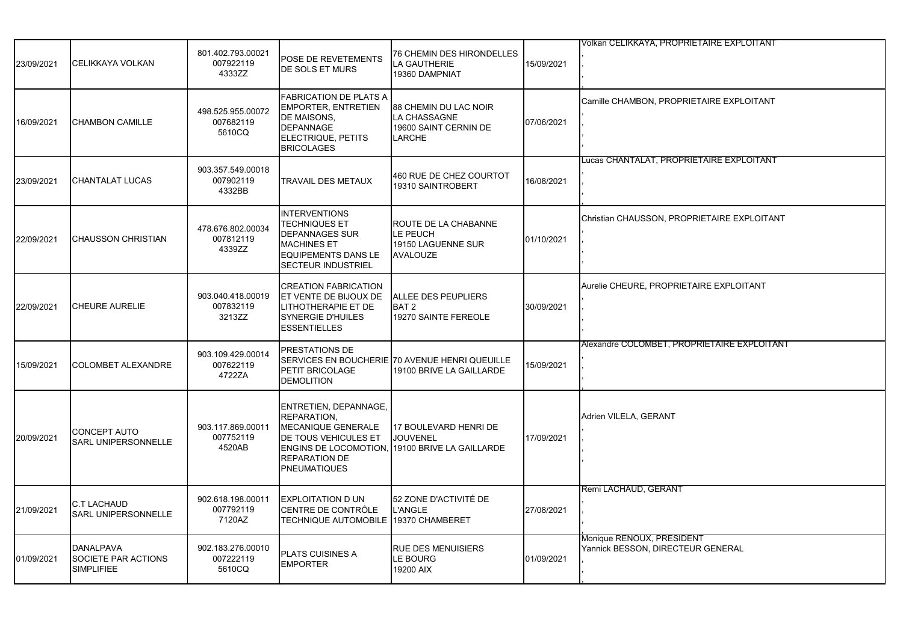| | | | | | | |
|---|---|---|---|---|---|---|
| 23/09/2021 | CELIKKAYA VOLKAN | 801.402.793.00021<br>007922119<br>4333ZZ | POSE DE REVETEMENTS DE SOLS ET MURS | 76 CHEMIN DES HIRONDELLES<br>LA GAUTHERIE<br>19360 DAMPNIAT | 15/09/2021 | Volkan CELIKKAYA, PROPRIETAIRE EXPLOITANT<br>,<br>,<br>, |
| 16/09/2021 | CHAMBON CAMILLE | 498.525.955.00072<br>007682119<br>5610CQ | FABRICATION DE PLATS A EMPORTER, ENTRETIEN DE MAISONS, DEPANNAGE ELECTRIQUE, PETITS BRICOLAGES | 88 CHEMIN DU LAC NOIR<br>LA CHASSAGNE<br>19600 SAINT CERNIN DE LARCHE | 07/06/2021 | Camille CHAMBON, PROPRIETAIRE EXPLOITANT<br>,<br>,<br>, |
| 23/09/2021 | CHANTALAT LUCAS | 903.357.549.00018<br>007902119<br>4332BB | TRAVAIL DES METAUX | 460 RUE DE CHEZ COURTOT<br>19310 SAINTROBERT | 16/08/2021 | Lucas CHANTALAT, PROPRIETAIRE EXPLOITANT<br>,<br>,<br>, |
| 22/09/2021 | CHAUSSON CHRISTIAN | 478.676.802.00034<br>007812119<br>4339ZZ | INTERVENTIONS TECHNIQUES ET DEPANNAGES SUR MACHINES ET EQUIPEMENTS DANS LE SECTEUR INDUSTRIEL | ROUTE DE LA CHABANNE<br>LE PEUCH<br>19150 LAGUENNE SUR AVALOUZE | 01/10/2021 | Christian CHAUSSON, PROPRIETAIRE EXPLOITANT<br>,<br>,<br>, |
| 22/09/2021 | CHEURE AURELIE | 903.040.418.00019<br>007832119<br>3213ZZ | CREATION FABRICATION ET VENTE DE BIJOUX DE LITHOTHERAPIE ET DE SYNERGIE D'HUILES ESSENTIELLES | ALLEE DES PEUPLIERS<br>BAT 2<br>19270 SAINTE FEREOLE | 30/09/2021 | Aurelie CHEURE, PROPRIETAIRE EXPLOITANT<br>,<br>,<br>, |
| 15/09/2021 | COLOMBET ALEXANDRE | 903.109.429.00014<br>007622119<br>4722ZA | PRESTATIONS DE SERVICES EN BOUCHERIE PETIT BRICOLAGE DEMOLITION | 70 AVENUE HENRI QUEUILLE<br>19100 BRIVE LA GAILLARDE | 15/09/2021 | Alexandre COLOMBET, PROPRIETAIRE EXPLOITANT<br>,<br>,<br>, |
| 20/09/2021 | CONCEPT AUTO<br>SARL UNIPERSONNELLE | 903.117.869.00011<br>007752119<br>4520AB | ENTRETIEN, DEPANNAGE, REPARATION, MECANIQUE GENERALE DE TOUS VEHICULES ET ENGINS DE LOCOMOTION, REPARATION DE PNEUMATIQUES | 17 BOULEVARD HENRI DE JOUVENEL<br>19100 BRIVE LA GAILLARDE | 17/09/2021 | Adrien VILELA, GERANT<br>,<br>,<br>, |
| 21/09/2021 | C.T LACHAUD<br>SARL UNIPERSONNELLE | 902.618.198.00011<br>007792119<br>7120AZ | EXPLOITATION D UN CENTRE DE CONTRÔLE TECHNIQUE AUTOMOBILE | 52 ZONE D'ACTIVITÉ DE L'ANGLE<br>19370 CHAMBERET | 27/08/2021 | Remi LACHAUD, GERANT<br>,<br>,<br>, |
| 01/09/2021 | DANALPAVA<br>SOCIETE PAR ACTIONS SIMPLIFIEE | 902.183.276.00010<br>007222119<br>5610CQ | PLATS CUISINES A EMPORTER | RUE DES MENUISIERS<br>LE BOURG<br>19200 AIX | 01/09/2021 | Monique RENOUX, PRESIDENT<br>Yannick BESSON, DIRECTEUR GENERAL<br>,<br>, |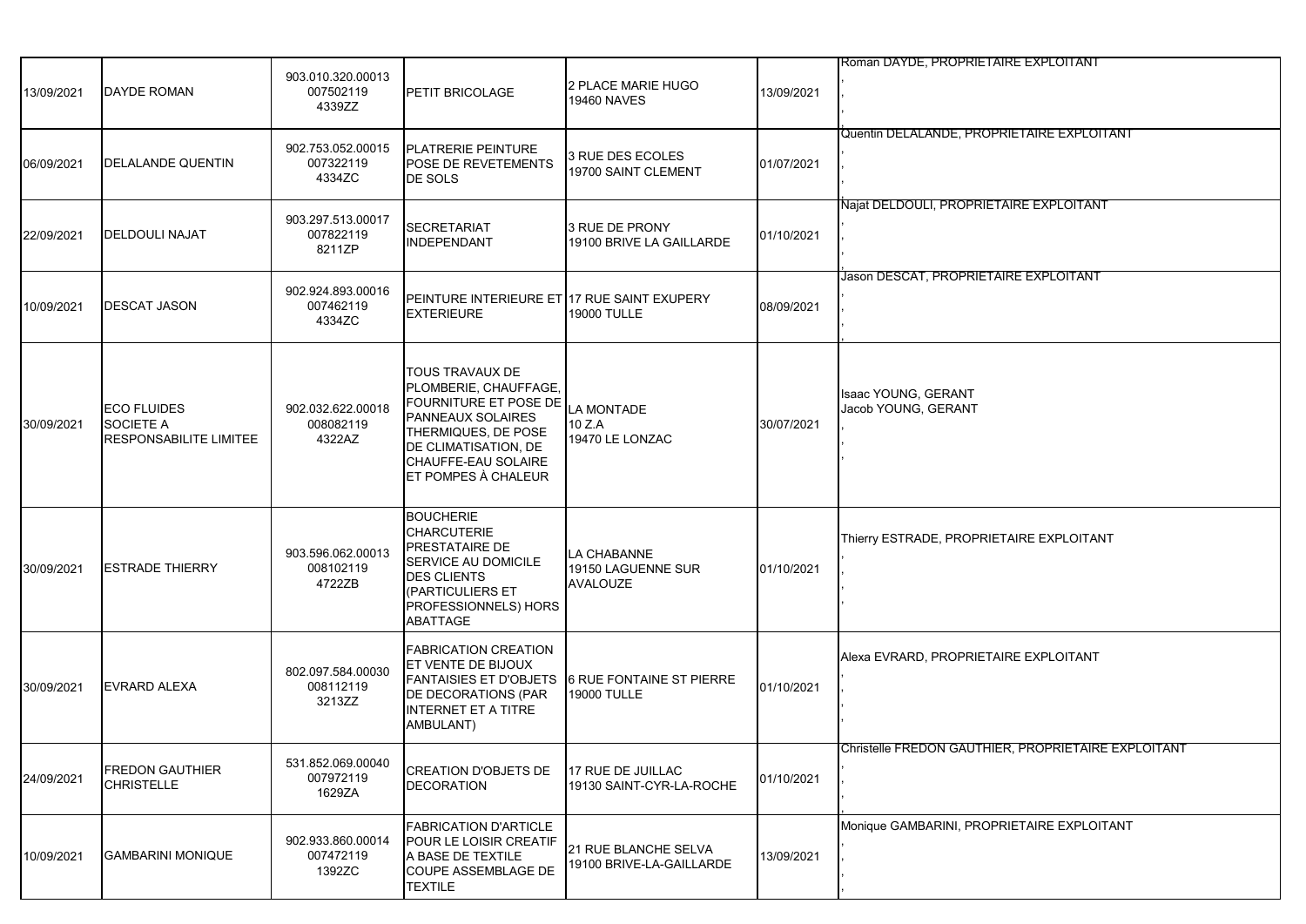| | | | | | | |
|---|---|---|---|---|---|---|
| 13/09/2021 | DAYDE ROMAN | 903.010.320.00013<br>007502119<br>4339ZZ | PETIT BRICOLAGE | 2 PLACE MARIE HUGO<br>19460 NAVES | 13/09/2021 | Roman DAYDE, PROPRIETAIRE EXPLOITANT<br>,<br>,<br>, |
| 06/09/2021 | DELALANDE QUENTIN | 902.753.052.00015<br>007322119<br>4334ZC | PLATRERIE PEINTURE POSE DE REVETEMENTS DE SOLS | 3 RUE DES ECOLES<br>19700 SAINT CLEMENT | 01/07/2021 | Quentin DELALANDE, PROPRIETAIRE EXPLOITANT<br>,<br>,<br>, |
| 22/09/2021 | DELDOULI NAJAT | 903.297.513.00017<br>007822119<br>8211ZP | SECRETARIAT INDEPENDANT | 3 RUE DE PRONY<br>19100 BRIVE LA GAILLARDE | 01/10/2021 | Najat DELDOULI, PROPRIETAIRE EXPLOITANT<br>,<br>,<br>, |
| 10/09/2021 | DESCAT JASON | 902.924.893.00016<br>007462119<br>4334ZC | PEINTURE INTERIEURE ET EXTERIEURE | 17 RUE SAINT EXUPERY<br>19000 TULLE | 08/09/2021 | Jason DESCAT, PROPRIETAIRE EXPLOITANT<br>,<br>,<br>, |
| 30/09/2021 | ECO FLUIDES<br>SOCIETE A<br>RESPONSABILITE LIMITEE | 902.032.622.00018<br>008082119<br>4322AZ | TOUS TRAVAUX DE PLOMBERIE, CHAUFFAGE, FOURNITURE ET POSE DE PANNEAUX SOLAIRES THERMIQUES, DE POSE DE CLIMATISATION, DE CHAUFFE-EAU SOLAIRE ET POMPES À CHALEUR | LA MONTADE<br>10 Z.A<br>19470 LE LONZAC | 30/07/2021 | Isaac YOUNG, GERANT<br>Jacob YOUNG, GERANT<br>,<br>,<br>, |
| 30/09/2021 | ESTRADE THIERRY | 903.596.062.00013<br>008102119<br>4722ZB | BOUCHERIE CHARCUTERIE PRESTATAIRE DE SERVICE AU DOMICILE DES CLIENTS (PARTICULIERS ET PROFESSIONNELS) HORS ABATTAGE | LA CHABANNE<br>19150 LAGUENNE SUR AVALOUZE | 01/10/2021 | Thierry ESTRADE, PROPRIETAIRE EXPLOITANT<br>,<br>,<br>, |
| 30/09/2021 | EVRARD ALEXA | 802.097.584.00030<br>008112119<br>3213ZZ | FABRICATION CREATION ET VENTE DE BIJOUX FANTAISIES ET D'OBJETS DE DECORATIONS (PAR INTERNET ET A TITRE AMBULANT) | 6 RUE FONTAINE ST PIERRE<br>19000 TULLE | 01/10/2021 | Alexa EVRARD, PROPRIETAIRE EXPLOITANT<br>,<br>,<br>, |
| 24/09/2021 | FREDON GAUTHIER CHRISTELLE | 531.852.069.00040<br>007972119<br>1629ZA | CREATION D'OBJETS DE DECORATION | 17 RUE DE JUILLAC<br>19130 SAINT-CYR-LA-ROCHE | 01/10/2021 | Christelle FREDON GAUTHIER, PROPRIETAIRE EXPLOITANT<br>,<br>,<br>, |
| 10/09/2021 | GAMBARINI MONIQUE | 902.933.860.00014<br>007472119<br>1392ZC | FABRICATION D'ARTICLE POUR LE LOISIR CREATIF A BASE DE TEXTILE COUPE ASSEMBLAGE DE TEXTILE | 21 RUE BLANCHE SELVA<br>19100 BRIVE-LA-GAILLARDE | 13/09/2021 | Monique GAMBARINI, PROPRIETAIRE EXPLOITANT<br>,<br>,<br>, |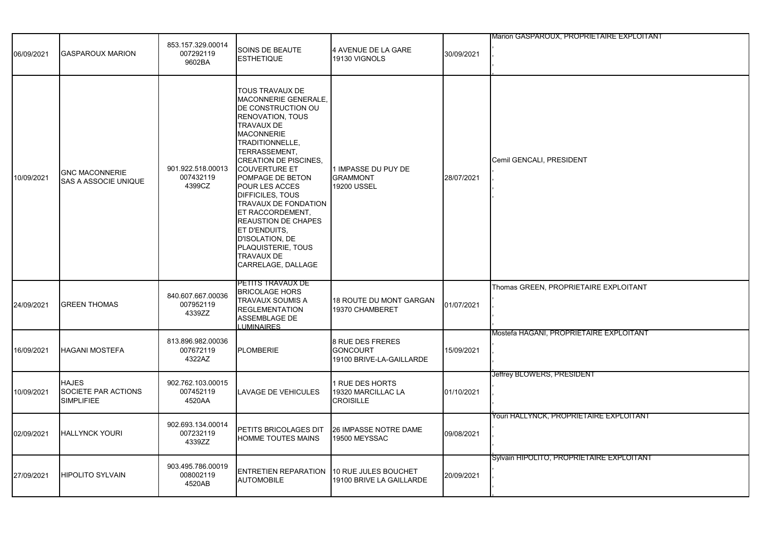| | | | | | | |
|---|---|---|---|---|---|---|
| 06/09/2021 | GASPAROUX MARION | 853.157.329.00014<br>007292119<br>9602BA | SOINS DE BEAUTE ESTHETIQUE | 4 AVENUE DE LA GARE<br>19130 VIGNOLS | 30/09/2021 | Marion GASPAROUX, PROPRIETAIRE EXPLOITANT<br>,<br>,<br>, |
| 10/09/2021 | GNC MACONNERIE<br>SAS A ASSOCIE UNIQUE | 901.922.518.00013<br>007432119<br>4399CZ | TOUS TRAVAUX DE MACONNERIE GENERALE, DE CONSTRUCTION OU RENOVATION, TOUS TRAVAUX DE MACONNERIE TRADITIONNELLE, TERRASSEMENT, CREATION DE PISCINES, COUVERTURE ET POMPAGE DE BETON POUR LES ACCES DIFFICILES, TOUS TRAVAUX DE FONDATION ET RACCORDEMENT, REAUSTION DE CHAPES ET D'ENDUITS, D'ISOLATION, DE PLAQUISTERIE, TOUS TRAVAUX DE CARRELAGE, DALLAGE | 1 IMPASSE DU PUY DE GRAMMONT<br>19200 USSEL | 28/07/2021 | Cemil GENCALI, PRESIDENT<br>,<br>,<br>, |
| 24/09/2021 | GREEN THOMAS | 840.607.667.00036<br>007952119<br>4339ZZ | PETITS TRAVAUX DE BRICOLAGE HORS TRAVAUX SOUMIS A REGLEMENTATION ASSEMBLAGE DE LUMINAIRES | 18 ROUTE DU MONT GARGAN<br>19370 CHAMBERET | 01/07/2021 | Thomas GREEN, PROPRIETAIRE EXPLOITANT<br>,<br>,<br>, |
| 16/09/2021 | HAGANI MOSTEFA | 813.896.982.00036<br>007672119<br>4322AZ | PLOMBERIE | 8 RUE DES FRERES GONCOURT<br>19100 BRIVE-LA-GAILLARDE | 15/09/2021 | Mostefa HAGANI, PROPRIETAIRE EXPLOITANT<br>,<br>,<br>, |
| 10/09/2021 | HAJES<br>SOCIETE PAR ACTIONS SIMPLIFIEE | 902.762.103.00015<br>007452119<br>4520AA | LAVAGE DE VEHICULES | 1 RUE DES HORTS<br>19320 MARCILLAC LA CROISILLE | 01/10/2021 | Jeffrey BLOWERS, PRESIDENT<br>,<br>,<br>, |
| 02/09/2021 | HALLYNCK YOURI | 902.693.134.00014<br>007232119<br>4339ZZ | PETITS BRICOLAGES DIT HOMME TOUTES MAINS | 26 IMPASSE NOTRE DAME<br>19500 MEYSSAC | 09/08/2021 | Youri HALLYNCK, PROPRIETAIRE EXPLOITANT<br>,<br>,<br>, |
| 27/09/2021 | HIPOLITO SYLVAIN | 903.495.786.00019<br>008002119<br>4520AB | ENTRETIEN REPARATION AUTOMOBILE | 10 RUE JULES BOUCHET<br>19100 BRIVE LA GAILLARDE | 20/09/2021 | Sylvain HIPOLITO, PROPRIETAIRE EXPLOITANT<br>,<br>,<br>, |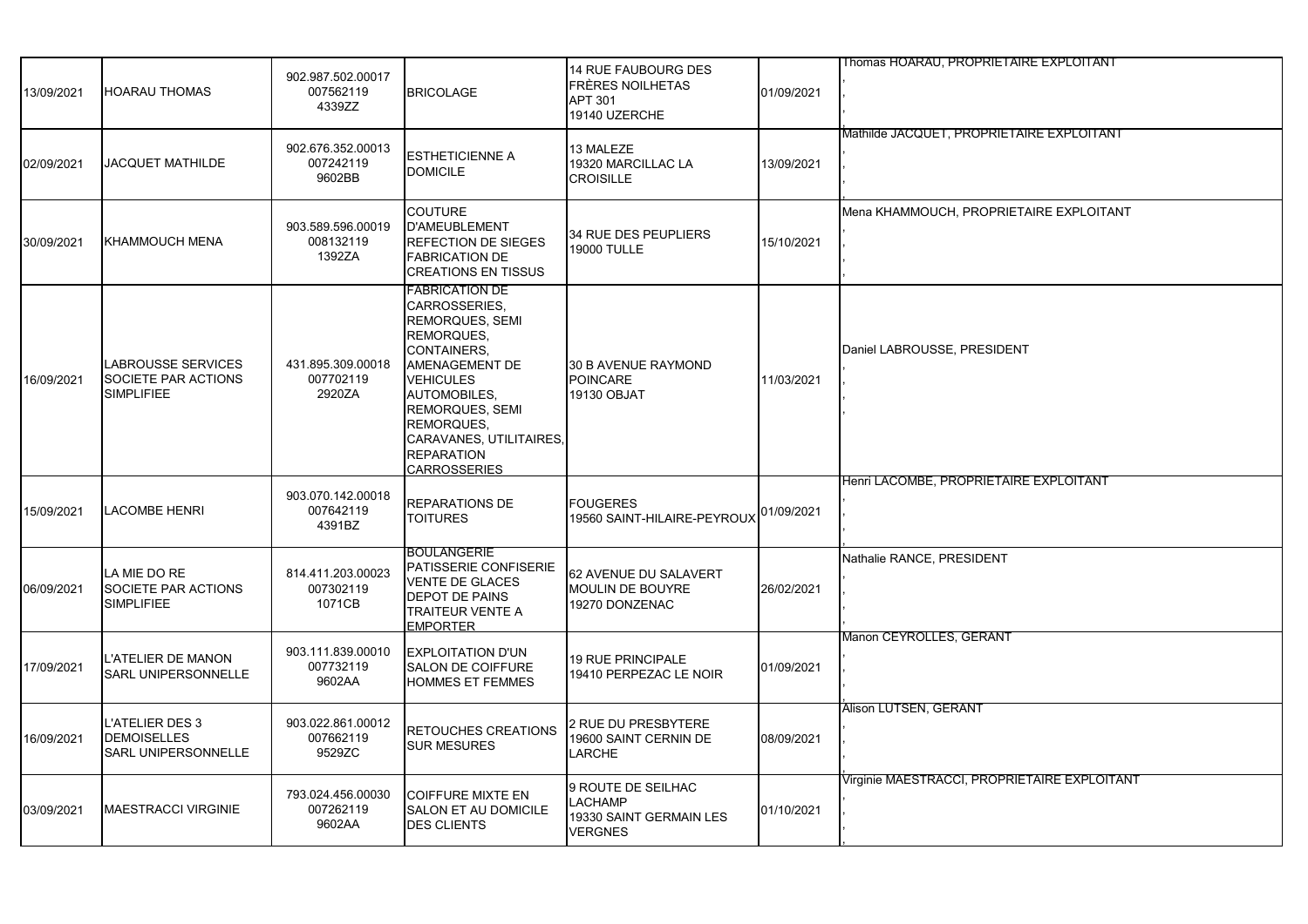| | | | | | | |
|---|---|---|---|---|---|---|
| 13/09/2021 | HOARAU THOMAS | 902.987.502.00017 007562119 4339ZZ | BRICOLAGE | 14 RUE FAUBOURG DES FRÈRES NOILHETAS APT 301 19140 UZERCHE | 01/09/2021 | Thomas HOARAU, PROPRIETAIRE EXPLOITANT , , , |
| 02/09/2021 | JACQUET MATHILDE | 902.676.352.00013 007242119 9602BB | ESTHETICIENNE A DOMICILE | 13 MALEZE 19320 MARCILLAC LA CROISILLE | 13/09/2021 | Mathilde JACQUET, PROPRIETAIRE EXPLOITANT , , , |
| 30/09/2021 | KHAMMOUCH MENA | 903.589.596.00019 008132119 1392ZA | COUTURE D'AMEUBLEMENT REFECTION DE SIEGES FABRICATION DE CREATIONS EN TISSUS | 34 RUE DES PEUPLIERS 19000 TULLE | 15/10/2021 | Mena KHAMMOUCH, PROPRIETAIRE EXPLOITANT , , , |
| 16/09/2021 | LABROUSSE SERVICES SOCIETE PAR ACTIONS SIMPLIFIEE | 431.895.309.00018 007702119 2920ZA | FABRICATION DE CARROSSERIES, REMORQUES, SEMI REMORQUES, CONTAINERS, AMENAGEMENT DE VEHICULES AUTOMOBILES, REMORQUES, SEMI REMORQUES, CARAVANES, UTILITAIRES, REPARATION CARROSSERIES | 30 B AVENUE RAYMOND POINCARE 19130 OBJAT | 11/03/2021 | Daniel LABROUSSE, PRESIDENT , , , |
| 15/09/2021 | LACOMBE HENRI | 903.070.142.00018 007642119 4391BZ | REPARATIONS DE TOITURES | FOUGERES 19560 SAINT-HILAIRE-PEYROUX | 01/09/2021 | Henri LACOMBE, PROPRIETAIRE EXPLOITANT , , , |
| 06/09/2021 | LA MIE DO RE SOCIETE PAR ACTIONS SIMPLIFIEE | 814.411.203.00023 007302119 1071CB | BOULANGERIE PATISSERIE CONFISERIE VENTE DE GLACES DEPOT DE PAINS TRAITEUR VENTE A EMPORTER | 62 AVENUE DU SALAVERT MOULIN DE BOUYRE 19270 DONZENAC | 26/02/2021 | Nathalie RANCE, PRESIDENT , , , |
| 17/09/2021 | L'ATELIER DE MANON SARL UNIPERSONNELLE | 903.111.839.00010 007732119 9602AA | EXPLOITATION D'UN SALON DE COIFFURE HOMMES ET FEMMES | 19 RUE PRINCIPALE 19410 PERPEZAC LE NOIR | 01/09/2021 | Manon CEYROLLES, GERANT , , , |
| 16/09/2021 | L'ATELIER DES 3 DEMOISELLES SARL UNIPERSONNELLE | 903.022.861.00012 007662119 9529ZC | RETOUCHES CREATIONS SUR MESURES | 2 RUE DU PRESBYTERE 19600 SAINT CERNIN DE LARCHE | 08/09/2021 | Alison LUTSEN, GERANT , , , |
| 03/09/2021 | MAESTRACCI VIRGINIE | 793.024.456.00030 007262119 9602AA | COIFFURE MIXTE EN SALON ET AU DOMICILE DES CLIENTS | 9 ROUTE DE SEILHAC LACHAMP 19330 SAINT GERMAIN LES VERGNES | 01/10/2021 | Virginie MAESTRACCI, PROPRIETAIRE EXPLOITANT , , , |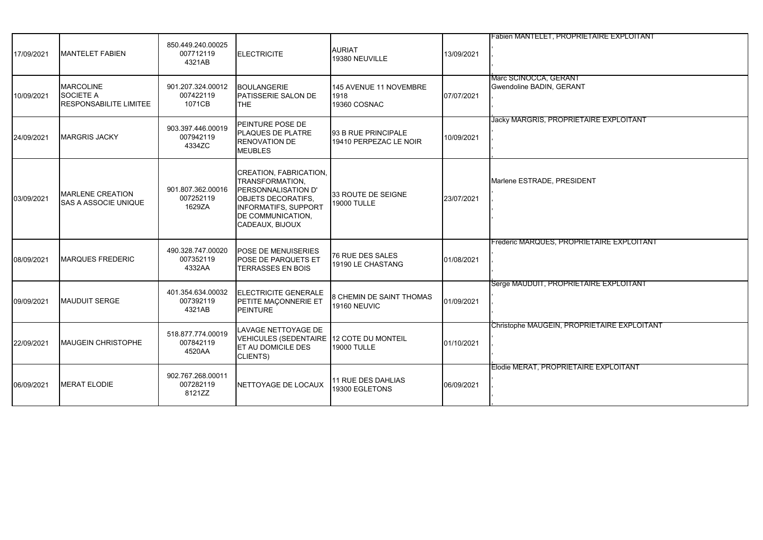| | | | | | | |
|---|---|---|---|---|---|---|
| 17/09/2021 | MANTELET FABIEN | 850.449.240.00025 007712119 4321AB | ELECTRICITE | AURIAT 19380 NEUVILLE | 13/09/2021 | Fabien MANTELET, PROPRIETAIRE EXPLOITANT , , , |
| 10/09/2021 | MARCOLINE SOCIETE A RESPONSABILITE LIMITEE | 901.207.324.00012 007422119 1071CB | BOULANGERIE PATISSERIE SALON DE THE | 145 AVENUE 11 NOVEMBRE 1918 19360 COSNAC | 07/07/2021 | Marc SCINOCCA, GERANT Gwendoline BADIN, GERANT , , |
| 24/09/2021 | MARGRIS JACKY | 903.397.446.00019 007942119 4334ZC | PEINTURE POSE DE PLAQUES DE PLATRE RENOVATION DE MEUBLES | 93 B RUE PRINCIPALE 19410 PERPEZAC LE NOIR | 10/09/2021 | Jacky MARGRIS, PROPRIETAIRE EXPLOITANT , , , |
| 03/09/2021 | MARLENE CREATION SAS A ASSOCIE UNIQUE | 901.807.362.00016 007252119 1629ZA | CREATION, FABRICATION, TRANSFORMATION, PERSONNALISATION D' OBJETS DECORATIFS, INFORMATIFS, SUPPORT DE COMMUNICATION, CADEAUX, BIJOUX | 33 ROUTE DE SEIGNE 19000 TULLE | 23/07/2021 | Marlene ESTRADE, PRESIDENT , , , |
| 08/09/2021 | MARQUES FREDERIC | 490.328.747.00020 007352119 4332AA | POSE DE MENUISERIES POSE DE PARQUETS ET TERRASSES EN BOIS | 76 RUE DES SALES 19190 LE CHASTANG | 01/08/2021 | Frederic MARQUES, PROPRIETAIRE EXPLOITANT , , , |
| 09/09/2021 | MAUDUIT SERGE | 401.354.634.00032 007392119 4321AB | ELECTRICITE GENERALE PETITE MAÇONNERIE ET PEINTURE | 8 CHEMIN DE SAINT THOMAS 19160 NEUVIC | 01/09/2021 | Serge MAUDUIT, PROPRIETAIRE EXPLOITANT , , , |
| 22/09/2021 | MAUGEIN CHRISTOPHE | 518.877.774.00019 007842119 4520AA | LAVAGE NETTOYAGE DE VEHICULES (SEDENTAIRE ET AU DOMICILE DES CLIENTS) | 12 COTE DU MONTEIL 19000 TULLE | 01/10/2021 | Christophe MAUGEIN, PROPRIETAIRE EXPLOITANT , , , |
| 06/09/2021 | MERAT ELODIE | 902.767.268.00011 007282119 8121ZZ | NETTOYAGE DE LOCAUX | 11 RUE DES DAHLIAS 19300 EGLETONS | 06/09/2021 | Elodie MERAT, PROPRIETAIRE EXPLOITANT , , , |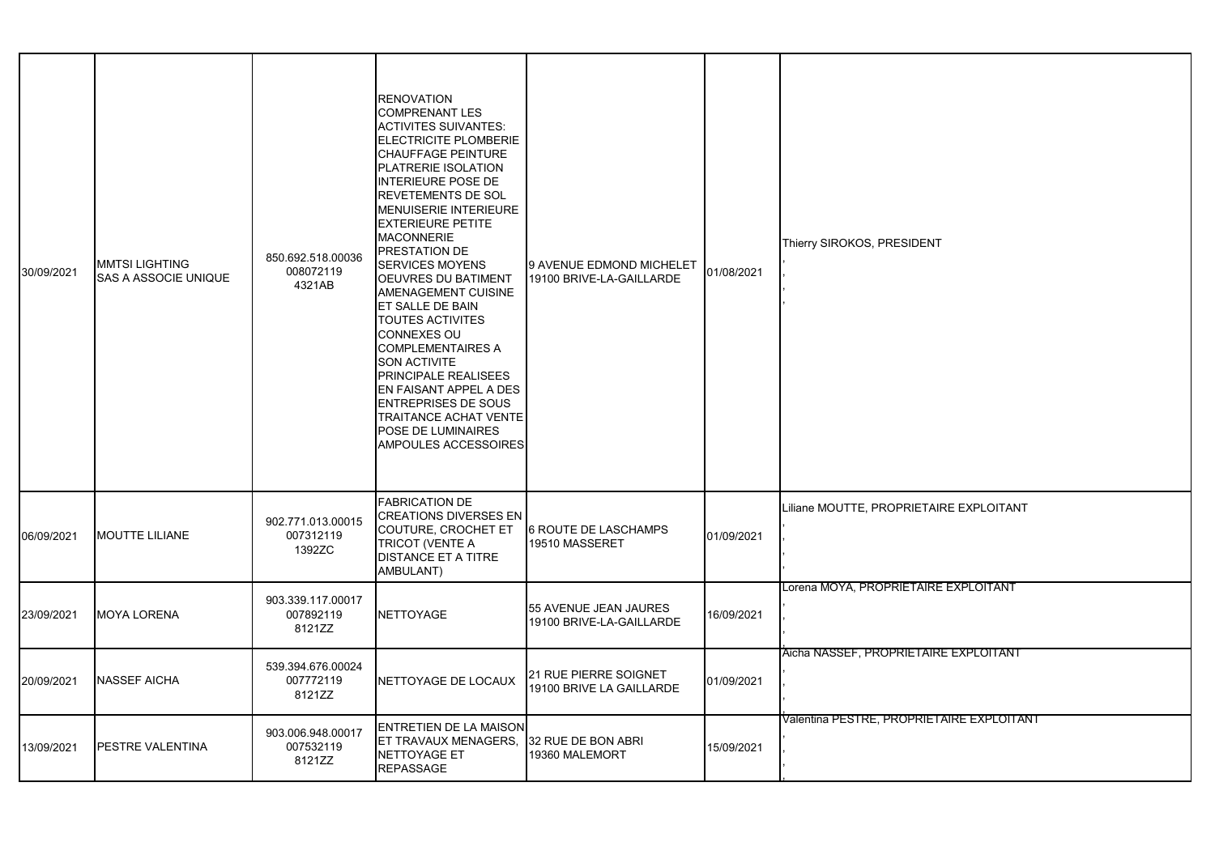| | | | | | | |
|---|---|---|---|---|---|---|
| 30/09/2021 | MMTSI LIGHTING<br>SAS A ASSOCIE UNIQUE | 850.692.518.00036<br>008072119<br>4321AB | RENOVATION COMPRENANT LES ACTIVITES SUIVANTES: ELECTRICITE PLOMBERIE CHAUFFAGE PEINTURE PLATRERIE ISOLATION INTERIEURE POSE DE REVETEMENTS DE SOL MENUISERIE INTERIEURE EXTERIEURE PETITE MACONNERIE PRESTATION DE SERVICES MOYENS OEUVRES DU BATIMENT AMENAGEMENT CUISINE ET SALLE DE BAIN TOUTES ACTIVITES CONNEXES OU COMPLEMENTAIRES A SON ACTIVITE PRINCIPALE REALISEES EN FAISANT APPEL A DES ENTREPRISES DE SOUS TRAITANCE ACHAT VENTE POSE DE LUMINAIRES AMPOULES ACCESSOIRES | 9 AVENUE EDMOND MICHELET<br>19100 BRIVE-LA-GAILLARDE | 01/08/2021 | Thierry SIROKOS, PRESIDENT<br>,<br>,<br>, |
| 06/09/2021 | MOUTTE LILIANE | 902.771.013.00015<br>007312119<br>1392ZC | FABRICATION DE CREATIONS DIVERSES EN COUTURE, CROCHET ET TRICOT (VENTE A DISTANCE ET A TITRE AMBULANT) | 6 ROUTE DE LASCHAMPS<br>19510 MASSERET | 01/09/2021 | Liliane MOUTTE, PROPRIETAIRE EXPLOITANT<br>,<br>,<br>, |
| 23/09/2021 | MOYA LORENA | 903.339.117.00017<br>007892119<br>8121ZZ | NETTOYAGE | 55 AVENUE JEAN JAURES<br>19100 BRIVE-LA-GAILLARDE | 16/09/2021 | Lorena MOYA, PROPRIETAIRE EXPLOITANT<br>,<br>,<br>, |
| 20/09/2021 | NASSEF AICHA | 539.394.676.00024<br>007772119<br>8121ZZ | NETTOYAGE DE LOCAUX | 21 RUE PIERRE SOIGNET<br>19100 BRIVE LA GAILLARDE | 01/09/2021 | Aicha NASSEF, PROPRIETAIRE EXPLOITANT<br>,<br>,<br>, |
| 13/09/2021 | PESTRE VALENTINA | 903.006.948.00017<br>007532119<br>8121ZZ | ENTRETIEN DE LA MAISON ET TRAVAUX MENAGERS, NETTOYAGE ET REPASSAGE | 32 RUE DE BON ABRI<br>19360 MALEMORT | 15/09/2021 | Valentina PESTRE, PROPRIETAIRE EXPLOITANT<br>,<br>,<br>, |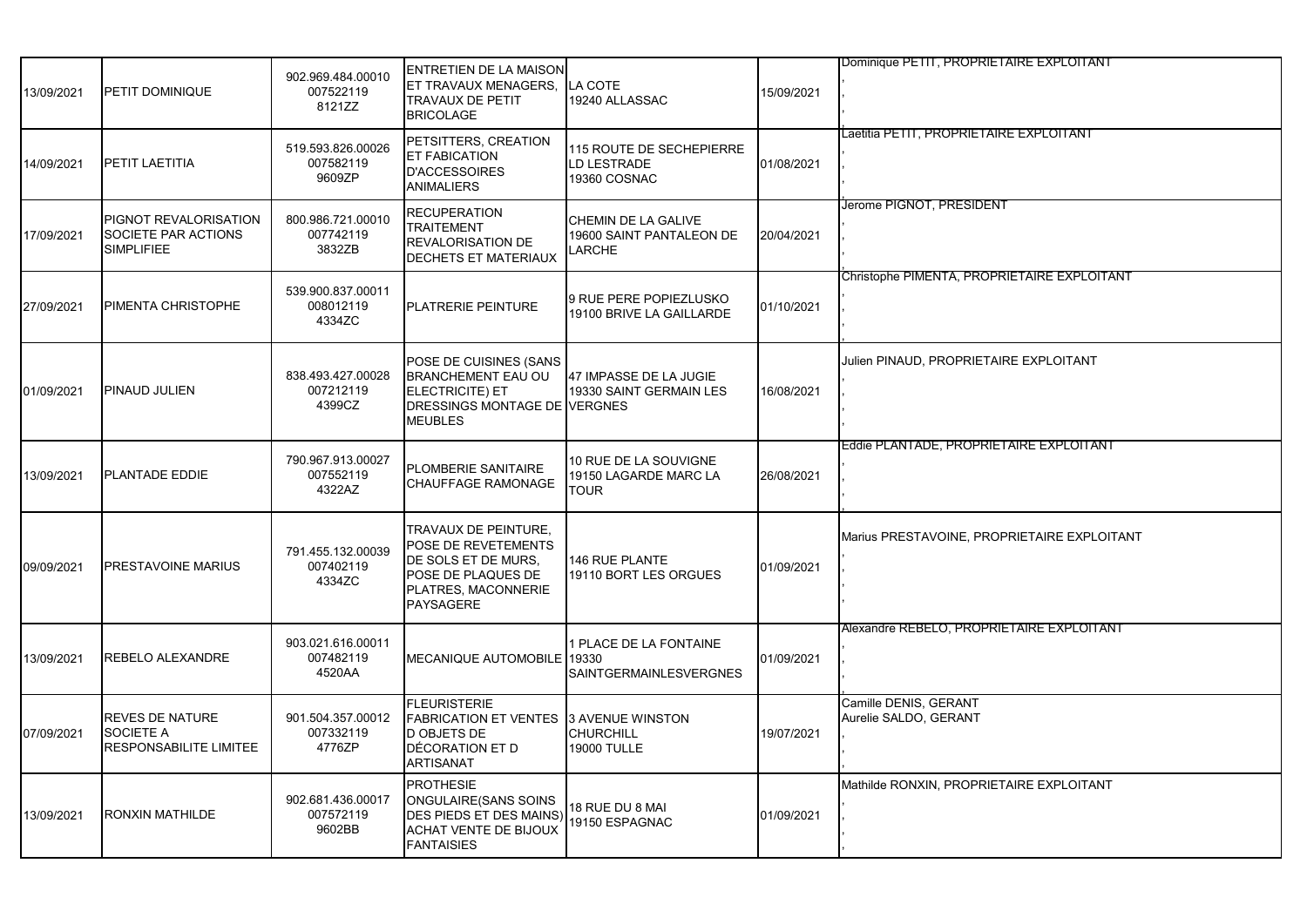| 13/09/2021 | PETIT DOMINIQUE | 902.969.484.00010 007522119 8121ZZ | ENTRETIEN DE LA MAISON ET TRAVAUX MENAGERS, TRAVAUX DE PETIT BRICOLAGE | LA COTE 19240 ALLASSAC | 15/09/2021 | Dominique PETIT, PROPRIETAIRE EXPLOITANT , , , |
|---|---|---|---|---|---|---|
| 14/09/2021 | PETIT LAETITIA | 519.593.826.00026 007582119 9609ZP | PETSITTERS, CREATION ET FABICATION D'ACCESSOIRES ANIMALIERS | 115 ROUTE DE SECHEPIERRE LD LESTRADE 19360 COSNAC | 01/08/2021 | Laetitia PETIT, PROPRIETAIRE EXPLOITANT , , , |
| 17/09/2021 | PIGNOT REVALORISATION SOCIETE PAR ACTIONS SIMPLIFIEE | 800.986.721.00010 007742119 3832ZB | RECUPERATION TRAITEMENT REVALORISATION DE DECHETS ET MATERIAUX | CHEMIN DE LA GALIVE 19600 SAINT PANTALEON DE LARCHE | 20/04/2021 | Jerome PIGNOT, PRESIDENT , , , |
| 27/09/2021 | PIMENTA CHRISTOPHE | 539.900.837.00011 008012119 4334ZC | PLATRERIE PEINTURE | 9 RUE PERE POPIEZLUSKO 19100 BRIVE LA GAILLARDE | 01/10/2021 | Christophe PIMENTA, PROPRIETAIRE EXPLOITANT , , , |
| 01/09/2021 | PINAUD JULIEN | 838.493.427.00028 007212119 4399CZ | POSE DE CUISINES (SANS BRANCHEMENT EAU OU ELECTRICITE) ET DRESSINGS MONTAGE DE MEUBLES | 47 IMPASSE DE LA JUGIE 19330 SAINT GERMAIN LES VERGNES | 16/08/2021 | Julien PINAUD, PROPRIETAIRE EXPLOITANT , , , |
| 13/09/2021 | PLANTADE EDDIE | 790.967.913.00027 007552119 4322AZ | PLOMBERIE SANITAIRE CHAUFFAGE RAMONAGE | 10 RUE DE LA SOUVIGNE 19150 LAGARDE MARC LA TOUR | 26/08/2021 | Eddie PLANTADE, PROPRIETAIRE EXPLOITANT , , , |
| 09/09/2021 | PRESTAVOINE MARIUS | 791.455.132.00039 007402119 4334ZC | TRAVAUX DE PEINTURE, POSE DE REVETEMENTS DE SOLS ET DE MURS, POSE DE PLAQUES DE PLATRES, MACONNERIE PAYSAGERE | 146 RUE PLANTE 19110 BORT LES ORGUES | 01/09/2021 | Marius PRESTAVOINE, PROPRIETAIRE EXPLOITANT , , , |
| 13/09/2021 | REBELO ALEXANDRE | 903.021.616.00011 007482119 4520AA | MECANIQUE AUTOMOBILE | 1 PLACE DE LA FONTAINE 19330 SAINTGERMAINLESVERGNES | 01/09/2021 | Alexandre REBELO, PROPRIETAIRE EXPLOITANT , , , |
| 07/09/2021 | REVES DE NATURE SOCIETE A RESPONSABILITE LIMITEE | 901.504.357.00012 007332119 4776ZP | FLEURISTERIE FABRICATION ET VENTES D OBJETS DE DÉCORATION ET D ARTISANAT | 3 AVENUE WINSTON CHURCHILL 19000 TULLE | 19/07/2021 | Camille DENIS, GERANT Aurelie SALDO, GERANT , , |
| 13/09/2021 | RONXIN MATHILDE | 902.681.436.00017 007572119 9602BB | PROTHESIE ONGULAIRE(SANS SOINS DES PIEDS ET DES MAINS) ACHAT VENTE DE BIJOUX FANTAISIES | 18 RUE DU 8 MAI 19150 ESPAGNAC | 01/09/2021 | Mathilde RONXIN, PROPRIETAIRE EXPLOITANT , , , |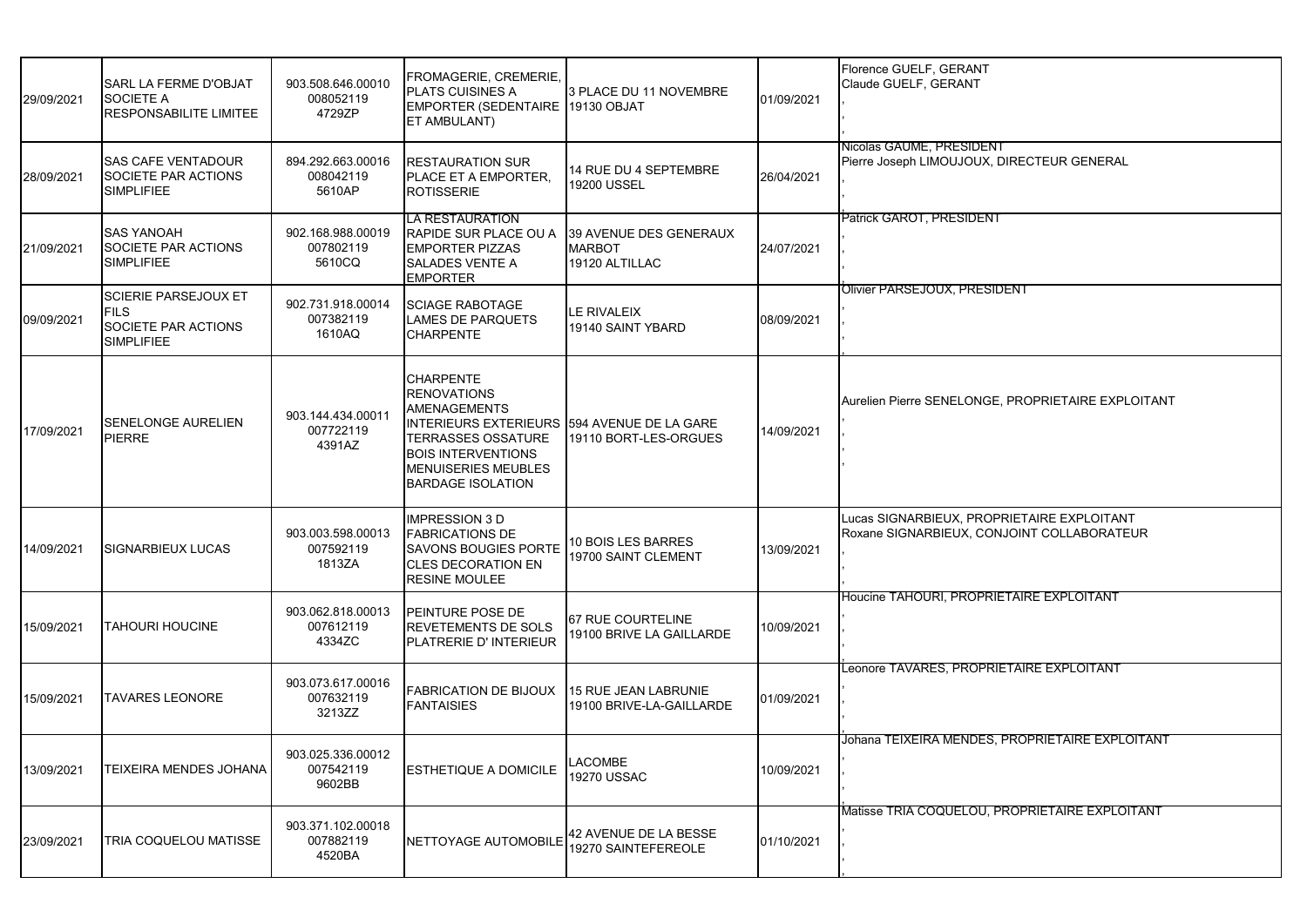| | | | | | | |
|---|---|---|---|---|---|---|
| 29/09/2021 | SARL LA FERME D'OBJAT SOCIETE A RESPONSABILITE LIMITEE | 903.508.646.00010 008052119 4729ZP | FROMAGERIE, CREMERIE, PLATS CUISINES A EMPORTER (SEDENTAIRE ET AMBULANT) | 3 PLACE DU 11 NOVEMBRE 19130 OBJAT | 01/09/2021 | Florence GUELF, GERANT<br>Claude GUELF, GERANT<br>,<br>, |
| 28/09/2021 | SAS CAFE VENTADOUR SOCIETE PAR ACTIONS SIMPLIFIEE | 894.292.663.00016 008042119 5610AP | RESTAURATION SUR PLACE ET A EMPORTER, ROTISSERIE | 14 RUE DU 4 SEPTEMBRE 19200 USSEL | 26/04/2021 | Nicolas GAUME, PRESIDENT<br>Pierre Joseph LIMOUJOUX, DIRECTEUR GENERAL<br>,<br>, |
| 21/09/2021 | SAS YANOAH SOCIETE PAR ACTIONS SIMPLIFIEE | 902.168.988.00019 007802119 5610CQ | LA RESTAURATION RAPIDE SUR PLACE OU A EMPORTER PIZZAS SALADES VENTE A EMPORTER | 39 AVENUE DES GENERAUX MARBOT 19120 ALTILLAC | 24/07/2021 | Patrick GAROT, PRESIDENT<br>,<br>,<br>, |
| 09/09/2021 | SCIERIE PARSEJOUX ET FILS SOCIETE PAR ACTIONS SIMPLIFIEE | 902.731.918.00014 007382119 1610AQ | SCIAGE RABOTAGE LAMES DE PARQUETS CHARPENTE | LE RIVALEIX 19140 SAINT YBARD | 08/09/2021 | Olivier PARSEJOUX, PRESIDENT<br>,<br>,<br>, |
| 17/09/2021 | SENELONGE AURELIEN PIERRE | 903.144.434.00011 007722119 4391AZ | CHARPENTE RENOVATIONS AMENAGEMENTS INTERIEURS EXTERIEURS TERRASSES OSSATURE BOIS INTERVENTIONS MENUISERIES MEUBLES BARDAGE ISOLATION | 594 AVENUE DE LA GARE 19110 BORT-LES-ORGUES | 14/09/2021 | Aurelien Pierre SENELONGE, PROPRIETAIRE EXPLOITANT<br>,<br>,<br>, |
| 14/09/2021 | SIGNARBIEUX LUCAS | 903.003.598.00013 007592119 1813ZA | IMPRESSION 3 D FABRICATIONS DE SAVONS BOUGIES PORTE CLES DECORATION EN RESINE MOULEE | 10 BOIS LES BARRES 19700 SAINT CLEMENT | 13/09/2021 | Lucas SIGNARBIEUX, PROPRIETAIRE EXPLOITANT<br>Roxane SIGNARBIEUX, CONJOINT COLLABORATEUR<br>,<br>, |
| 15/09/2021 | TAHOURI HOUCINE | 903.062.818.00013 007612119 4334ZC | PEINTURE POSE DE REVETEMENTS DE SOLS PLATRERIE D' INTERIEUR | 67 RUE COURTELINE 19100 BRIVE LA GAILLARDE | 10/09/2021 | Houcine TAHOURI, PROPRIETAIRE EXPLOITANT<br>,<br>,<br>, |
| 15/09/2021 | TAVARES LEONORE | 903.073.617.00016 007632119 3213ZZ | FABRICATION DE BIJOUX FANTAISIES | 15 RUE JEAN LABRUNIE 19100 BRIVE-LA-GAILLARDE | 01/09/2021 | Leonore TAVARES, PROPRIETAIRE EXPLOITANT<br>,<br>,<br>, |
| 13/09/2021 | TEIXEIRA MENDES JOHANA | 903.025.336.00012 007542119 9602BB | ESTHETIQUE A DOMICILE | LACOMBE 19270 USSAC | 10/09/2021 | Johana TEIXEIRA MENDES, PROPRIETAIRE EXPLOITANT<br>,<br>,<br>, |
| 23/09/2021 | TRIA COQUELOU MATISSE | 903.371.102.00018 007882119 4520BA | NETTOYAGE AUTOMOBILE | 42 AVENUE DE LA BESSE 19270 SAINTEFEREOLE | 01/10/2021 | Matisse TRIA COQUELOU, PROPRIETAIRE EXPLOITANT<br>,<br>,<br>, |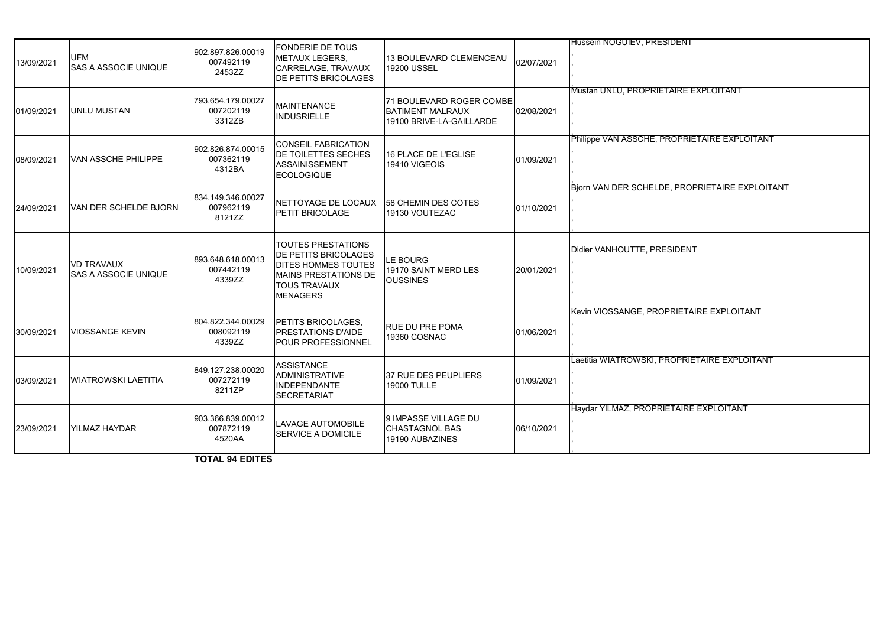| | | | | | | |
|---|---|---|---|---|---|---|
| 13/09/2021 | UFM<br>SAS A ASSOCIE UNIQUE | 902.897.826.00019<br>007492119<br>2453ZZ | FONDERIE DE TOUS METAUX LEGERS, CARRELAGE, TRAVAUX DE PETITS BRICOLAGES | 13 BOULEVARD CLEMENCEAU<br>19200 USSEL | 02/07/2021 | Hussein NOGUIEV, PRESIDENT<br>,<br>,<br>, |
| 01/09/2021 | UNLU MUSTAN | 793.654.179.00027<br>007202119<br>3312ZB | MAINTENANCE INDUSRIELLE | 71 BOULEVARD ROGER COMBE<br>BATIMENT MALRAUX<br>19100 BRIVE-LA-GAILLARDE | 02/08/2021 | Mustan UNLU, PROPRIETAIRE EXPLOITANT<br>,<br>,<br>, |
| 08/09/2021 | VAN ASSCHE PHILIPPE | 902.826.874.00015<br>007362119<br>4312BA | CONSEIL FABRICATION DE TOILETTES SECHES ASSAINISSEMENT ECOLOGIQUE | 16 PLACE DE L'EGLISE<br>19410 VIGEOIS | 01/09/2021 | Philippe VAN ASSCHE, PROPRIETAIRE EXPLOITANT<br>,<br>,<br>, |
| 24/09/2021 | VAN DER SCHELDE BJORN | 834.149.346.00027<br>007962119<br>8121ZZ | NETTOYAGE DE LOCAUX PETIT BRICOLAGE | 58 CHEMIN DES COTES<br>19130 VOUTEZAC | 01/10/2021 | Bjorn VAN DER SCHELDE, PROPRIETAIRE EXPLOITANT<br>,<br>,<br>, |
| 10/09/2021 | VD TRAVAUX<br>SAS A ASSOCIE UNIQUE | 893.648.618.00013<br>007442119<br>4339ZZ | TOUTES PRESTATIONS DE PETITS BRICOLAGES DITES HOMMES TOUTES MAINS PRESTATIONS DE TOUS TRAVAUX MENAGERS | LE BOURG<br>19170 SAINT MERD LES OUSSINES | 20/01/2021 | Didier VANHOUTTE, PRESIDENT<br>,<br>,<br>, |
| 30/09/2021 | VIOSSANGE KEVIN | 804.822.344.00029<br>008092119<br>4339ZZ | PETITS BRICOLAGES, PRESTATIONS D'AIDE POUR PROFESSIONNEL | RUE DU PRE POMA<br>19360 COSNAC | 01/06/2021 | Kevin VIOSSANGE, PROPRIETAIRE EXPLOITANT<br>,<br>,<br>, |
| 03/09/2021 | WIATROWSKI LAETITIA | 849.127.238.00020<br>007272119<br>8211ZP | ASSISTANCE ADMINISTRATIVE INDEPENDANTE SECRETARIAT | 37 RUE DES PEUPLIERS<br>19000 TULLE | 01/09/2021 | Laetitia WIATROWSKI, PROPRIETAIRE EXPLOITANT<br>,<br>,<br>, |
| 23/09/2021 | YILMAZ HAYDAR | 903.366.839.00012<br>007872119<br>4520AA | LAVAGE AUTOMOBILE SERVICE A DOMICILE | 9 IMPASSE VILLAGE DU CHASTAGNOL BAS<br>19190 AUBAZINES | 06/10/2021 | Haydar YILMAZ, PROPRIETAIRE EXPLOITANT<br>,<br>,<br>, |

**TOTAL 94 EDITES**